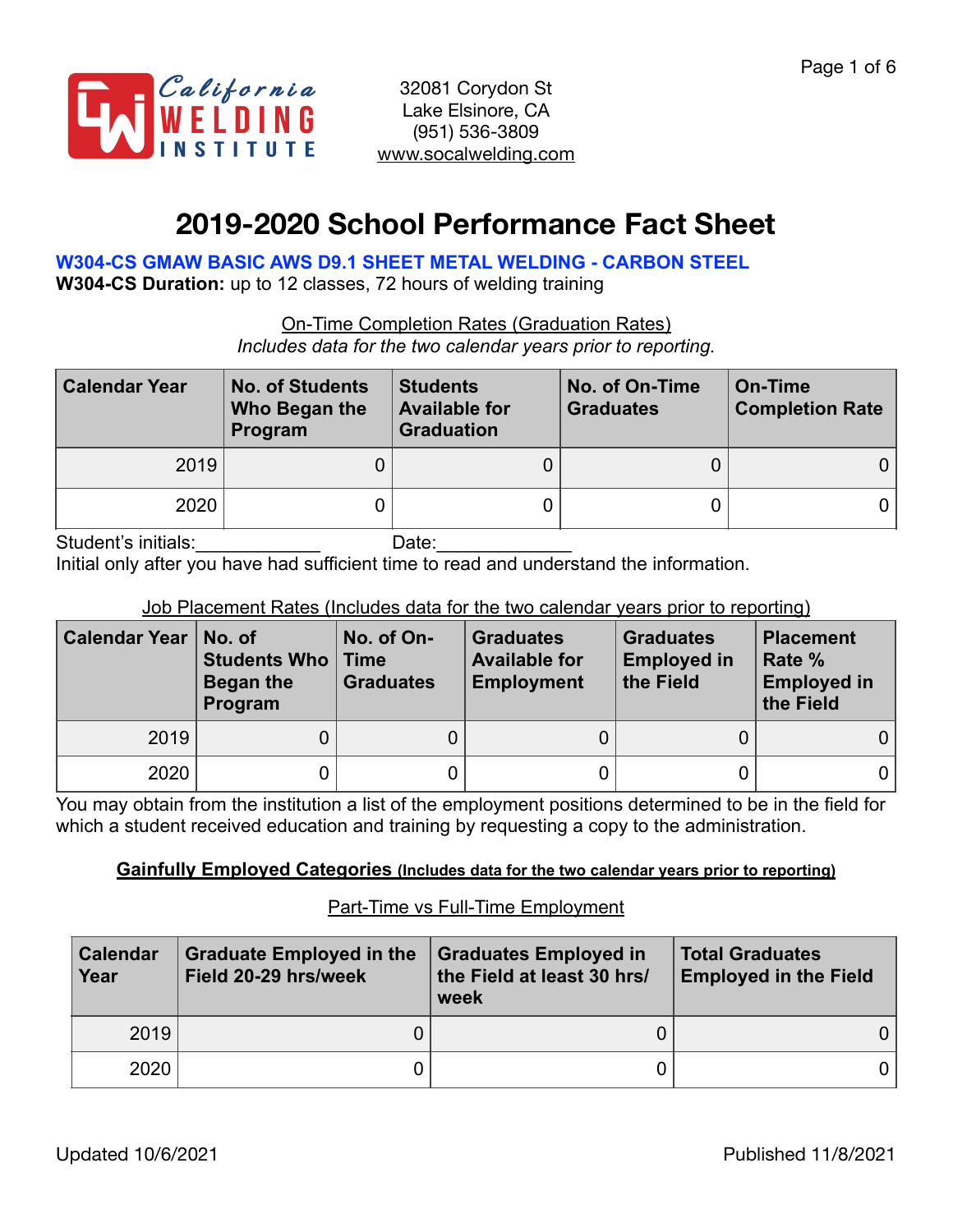California WELDING INSTITUTE

32081 Corydon St
Lake Elsinore, CA
(951) 536-3809
www.socalwelding.com

# 2019-2020 School Performance Fact Sheet

**W304-CS GMAW BASIC AWS D9.1 SHEET METAL WELDING - CARBON STEEL**
**W304-CS Duration:** up to 12 classes, 72 hours of welding training

On-Time Completion Rates (Graduation Rates)
*Includes data for the two calendar years prior to reporting.*

| Calendar Year | No. of Students Who Began the Program | Students Available for Graduation | No. of On-Time Graduates | On-Time Completion Rate |
|---|---|---|---|---|
| 2019 | 0 | 0 | 0 | 0 |
| 2020 | 0 | 0 | 0 | 0 |

Student's initials:____________ Date:_____________
Initial only after you have had sufficient time to read and understand the information.

Job Placement Rates (Includes data for the two calendar years prior to reporting)

| Calendar Year | No. of Students Who Began the Program | No. of On-Time Graduates | Graduates Available for Employment | Graduates Employed in the Field | Placement Rate % Employed in the Field |
|---|---|---|---|---|---|
| 2019 | 0 | 0 | 0 | 0 | 0 |
| 2020 | 0 | 0 | 0 | 0 | 0 |

You may obtain from the institution a list of the employment positions determined to be in the field for which a student received education and training by requesting a copy to the administration.

**Gainfully Employed Categories (Includes data for the two calendar years prior to reporting)**

Part-Time vs Full-Time Employment

| Calendar Year | Graduate Employed in the Field 20-29 hrs/week | Graduates Employed in the Field at least 30 hrs/week | Total Graduates Employed in the Field |
|---|---|---|---|
| 2019 | 0 | 0 | 0 |
| 2020 | 0 | 0 | 0 |

Updated 10/6/2021 Published 11/8/2021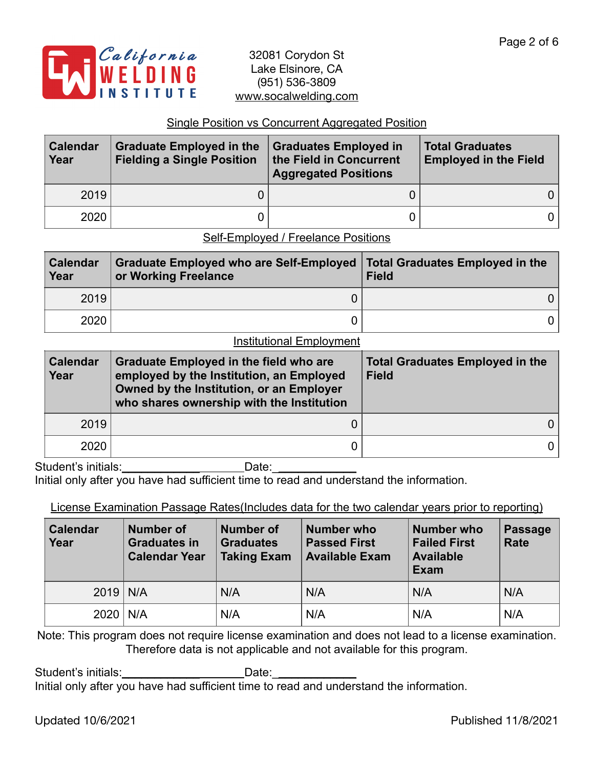California Welding Institute

32081 Corydon St
Lake Elsinore, CA
(951) 536-3809
www.socalwelding.com

Single Position vs Concurrent Aggregated Position

| Calendar Year | Graduate Employed in the Fielding a Single Position | Graduates Employed in the Field in Concurrent Aggregated Positions | Total Graduates Employed in the Field |
|---|---|---|---|
| 2019 | 0 | 0 | 0 |
| 2020 | 0 | 0 | 0 |

Self-Employed / Freelance Positions

| Calendar Year | Graduate Employed who are Self-Employed or Working Freelance | Total Graduates Employed in the Field |
|---|---|---|
| 2019 | 0 | 0 |
| 2020 | 0 | 0 |

Institutional Employment

| Calendar Year | Graduate Employed in the field who are employed by the Institution, an Employed Owned by the Institution, or an Employer who shares ownership with the Institution | Total Graduates Employed in the Field |
|---|---|---|
| 2019 | 0 | 0 |
| 2020 | 0 | 0 |

Student's initials:____________________Date:____________
Initial only after you have had sufficient time to read and understand the information.

License Examination Passage Rates(Includes data for the two calendar years prior to reporting)

| Calendar Year | Number of Graduates in Calendar Year | Number of Graduates Taking Exam | Number who Passed First Available Exam | Number who Failed First Available Exam | Passage Rate |
|---|---|---|---|---|---|
| 2019 | N/A | N/A | N/A | N/A | N/A |
| 2020 | N/A | N/A | N/A | N/A | N/A |

Note: This program does not require license examination and does not lead to a license examination. Therefore data is not applicable and not available for this program.

Student's initials:____________________Date:____________
Initial only after you have had sufficient time to read and understand the information.

Updated 10/6/2021 Published 11/8/2021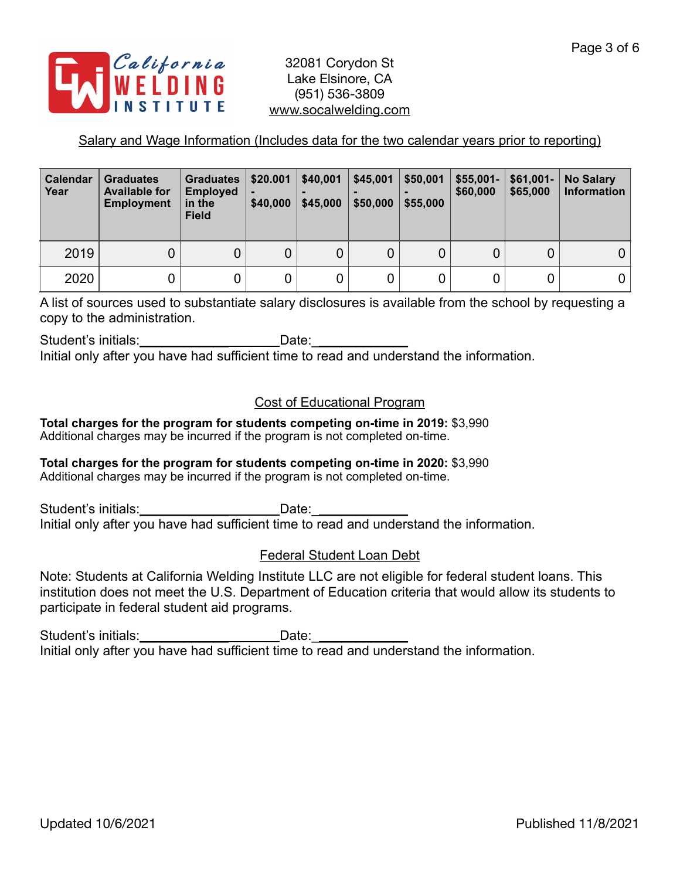California WELDING INSTITUTE

32081 Corydon St
Lake Elsinore, CA
(951) 536-3809
www.socalwelding.com

## Salary and Wage Information (Includes data for the two calendar years prior to reporting)

| Calendar Year | Graduates Available for Employment | Graduates Employed in the Field | $20.001 - $40,000 | $40,001 - $45,000 | $45,001 - $50,000 | $50,001 - $55,000 | $55,001- $60,000 | $61,001- $65,000 | No Salary Information |
|---|---|---|---|---|---|---|---|---|---|
| 2019 | 0 | 0 | 0 | 0 | 0 | 0 | 0 | 0 | 0 |
| 2020 | 0 | 0 | 0 | 0 | 0 | 0 | 0 | 0 | 0 |

A list of sources used to substantiate salary disclosures is available from the school by requesting a copy to the administration.

Student's initials:____________________Date:____________
Initial only after you have had sufficient time to read and understand the information.

## Cost of Educational Program

**Total charges for the program for students competing on-time in 2019:** $3,990
Additional charges may be incurred if the program is not completed on-time.

**Total charges for the program for students competing on-time in 2020:** $3,990
Additional charges may be incurred if the program is not completed on-time.

Student's initials:____________________Date:____________
Initial only after you have had sufficient time to read and understand the information.

## Federal Student Loan Debt

Note: Students at California Welding Institute LLC are not eligible for federal student loans. This institution does not meet the U.S. Department of Education criteria that would allow its students to participate in federal student aid programs.

Student's initials:____________________Date:____________
Initial only after you have had sufficient time to read and understand the information.

Updated 10/6/2021 Published 11/8/2021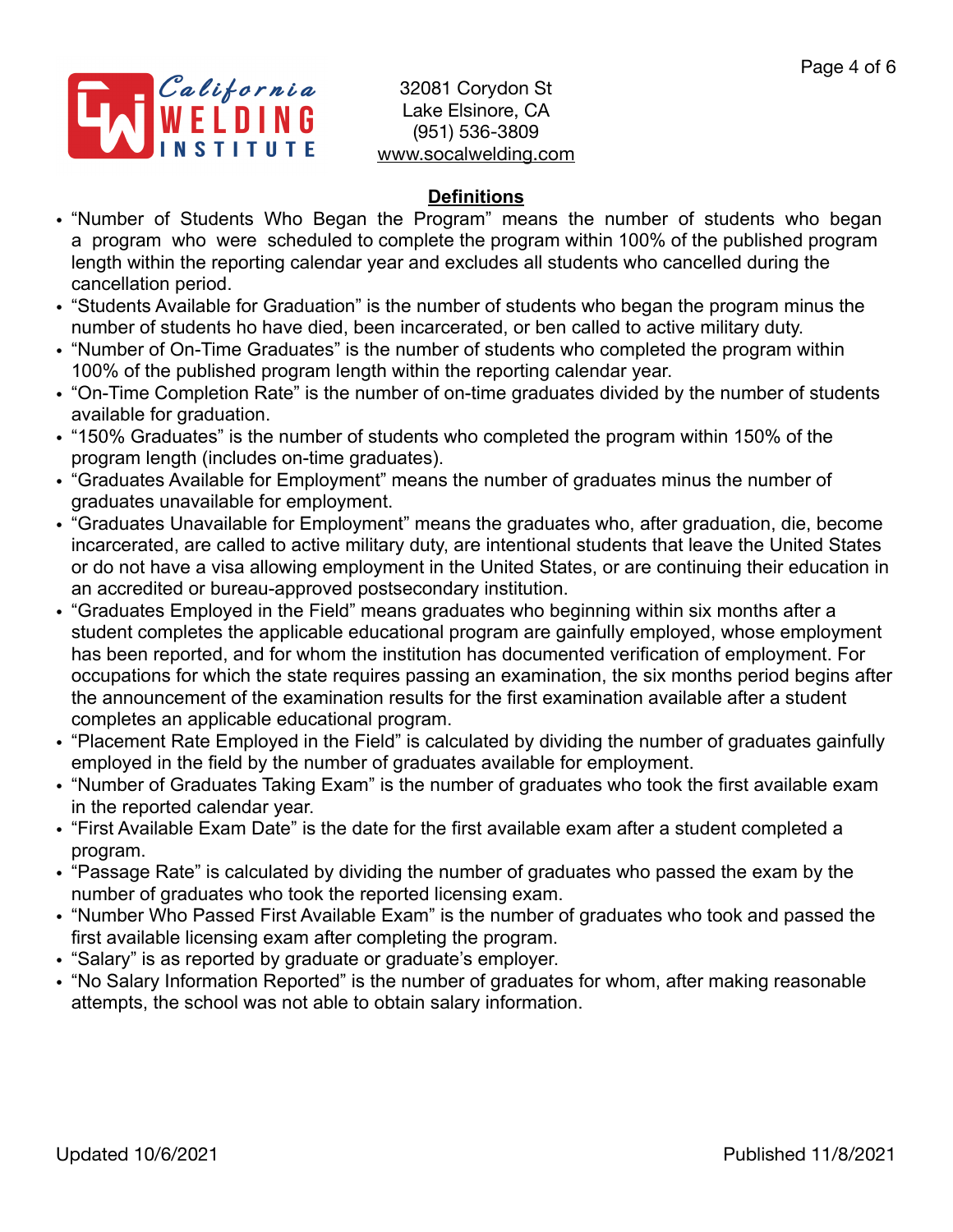32081 Corydon St
Lake Elsinore, CA
(951) 536-3809
www.socalwelding.com

## Definitions

- "Number of Students Who Began the Program" means the number of students who began a program who were scheduled to complete the program within 100% of the published program length within the reporting calendar year and excludes all students who cancelled during the cancellation period.
- "Students Available for Graduation" is the number of students who began the program minus the number of students ho have died, been incarcerated, or ben called to active military duty.
- "Number of On-Time Graduates" is the number of students who completed the program within 100% of the published program length within the reporting calendar year.
- "On-Time Completion Rate" is the number of on-time graduates divided by the number of students available for graduation.
- "150% Graduates" is the number of students who completed the program within 150% of the program length (includes on-time graduates).
- "Graduates Available for Employment" means the number of graduates minus the number of graduates unavailable for employment.
- "Graduates Unavailable for Employment" means the graduates who, after graduation, die, become incarcerated, are called to active military duty, are intentional students that leave the United States or do not have a visa allowing employment in the United States, or are continuing their education in an accredited or bureau-approved postsecondary institution.
- "Graduates Employed in the Field" means graduates who beginning within six months after a student completes the applicable educational program are gainfully employed, whose employment has been reported, and for whom the institution has documented verification of employment. For occupations for which the state requires passing an examination, the six months period begins after the announcement of the examination results for the first examination available after a student completes an applicable educational program.
- "Placement Rate Employed in the Field" is calculated by dividing the number of graduates gainfully employed in the field by the number of graduates available for employment.
- "Number of Graduates Taking Exam" is the number of graduates who took the first available exam in the reported calendar year.
- "First Available Exam Date" is the date for the first available exam after a student completed a program.
- "Passage Rate" is calculated by dividing the number of graduates who passed the exam by the number of graduates who took the reported licensing exam.
- "Number Who Passed First Available Exam" is the number of graduates who took and passed the first available licensing exam after completing the program.
- "Salary" is as reported by graduate or graduate's employer.
- "No Salary Information Reported" is the number of graduates for whom, after making reasonable attempts, the school was not able to obtain salary information.

Updated 10/6/2021 Published 11/8/2021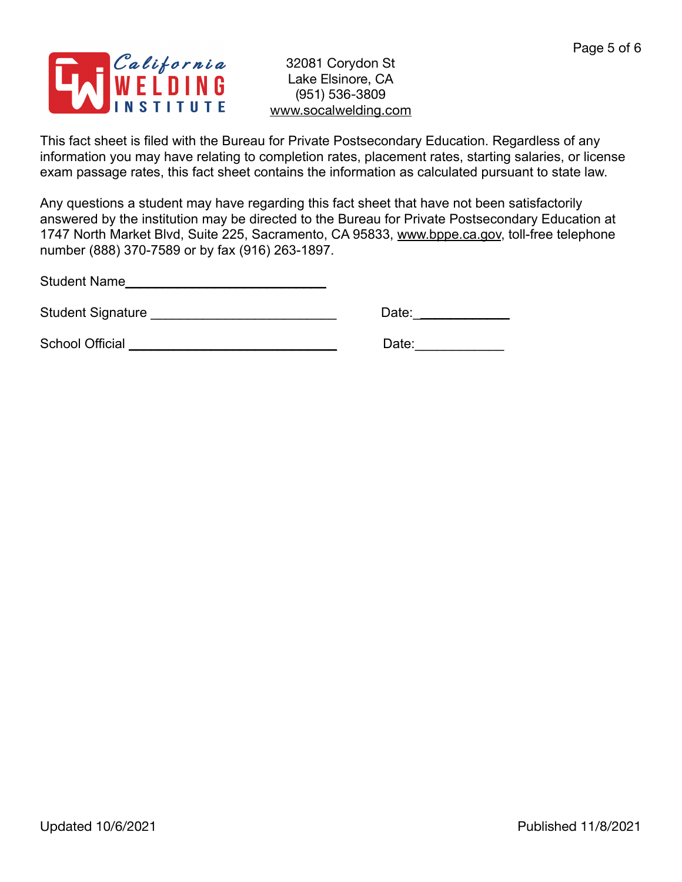California WELDING INSTITUTE

32081 Corydon St
Lake Elsinore, CA
(951) 536-3809
www.socalwelding.com

This fact sheet is filed with the Bureau for Private Postsecondary Education. Regardless of any information you may have relating to completion rates, placement rates, starting salaries, or license exam passage rates, this fact sheet contains the information as calculated pursuant to state law.

Any questions a student may have regarding this fact sheet that have not been satisfactorily answered by the institution may be directed to the Bureau for Private Postsecondary Education at 1747 North Market Blvd, Suite 225, Sacramento, CA 95833, www.bppe.ca.gov, toll-free telephone number (888) 370-7589 or by fax (916) 263-1897.

Student Name___________________________

Student Signature ________________________ Date:____________

School Official ___________________________ Date:____________

Updated 10/6/2021 Published 11/8/2021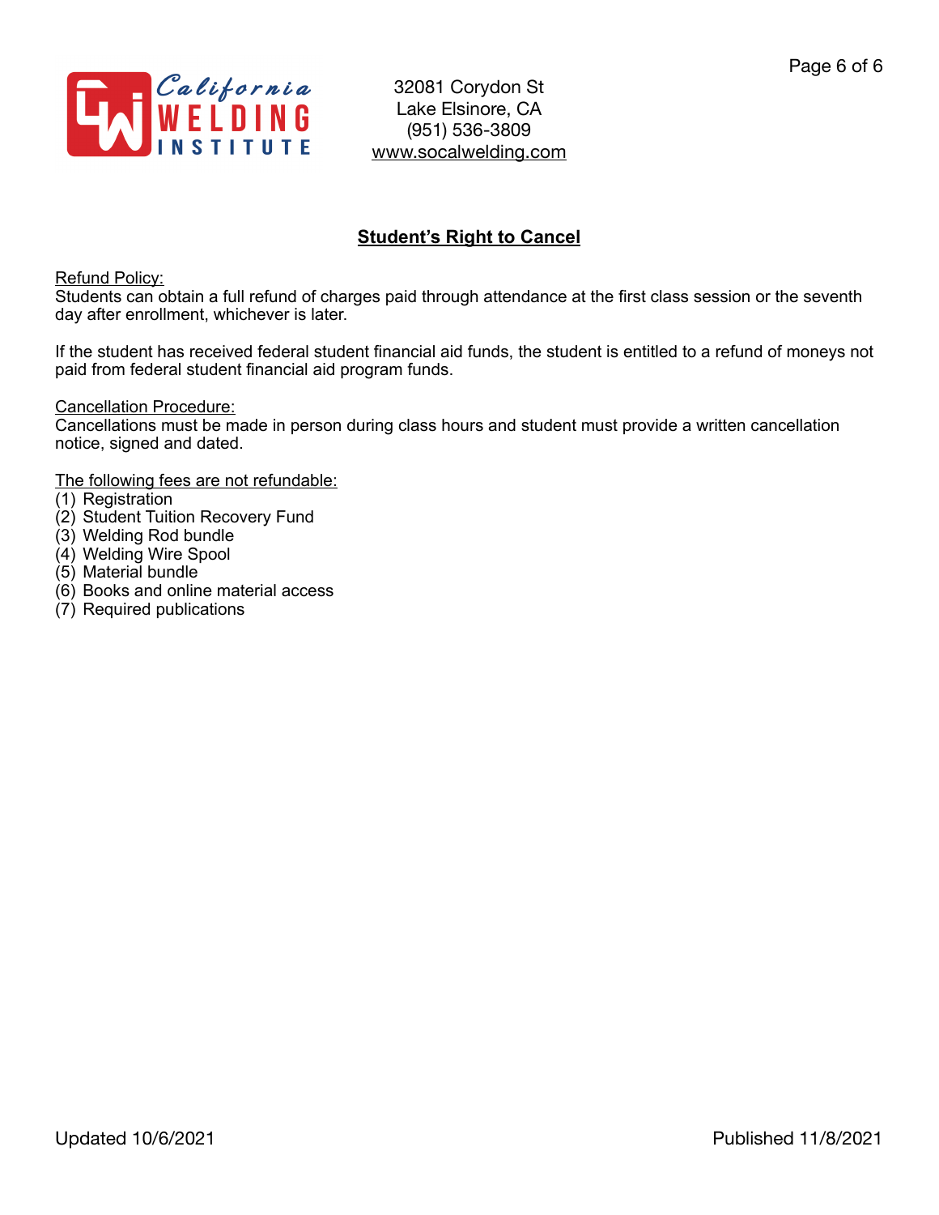32081 Corydon St
Lake Elsinore, CA
(951) 536-3809
www.socalwelding.com

## Student's Right to Cancel

Refund Policy:

Students can obtain a full refund of charges paid through attendance at the first class session or the seventh day after enrollment, whichever is later.

If the student has received federal student financial aid funds, the student is entitled to a refund of moneys not paid from federal student financial aid program funds.

Cancellation Procedure:

Cancellations must be made in person during class hours and student must provide a written cancellation notice, signed and dated.

The following fees are not refundable:

(1) Registration
(2) Student Tuition Recovery Fund
(3) Welding Rod bundle
(4) Welding Wire Spool
(5) Material bundle
(6) Books and online material access
(7) Required publications

Updated 10/6/2021

Published 11/8/2021